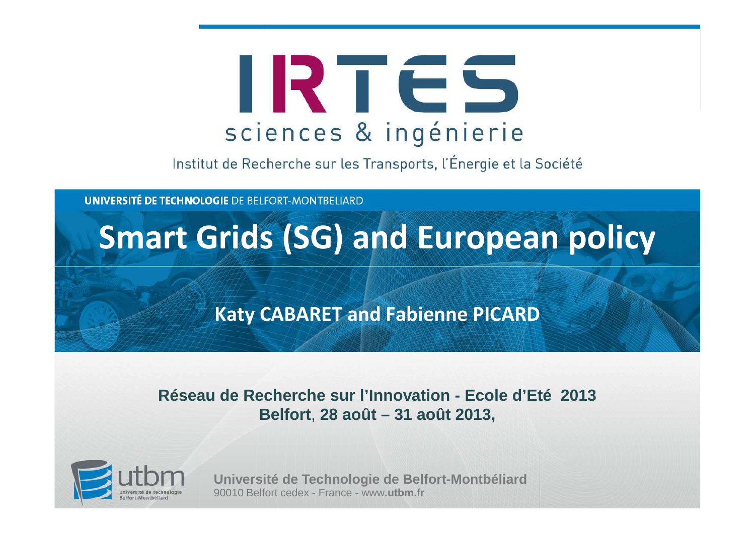# IRTES

sciences & ingénierie

Institut de Recherche sur les Transports, l'Énergie et la Société

**UNIVERSITÉ DE TECHNOLOGIE** DE BELFORT-MONTBELIARD

# Smart Grids (SG) and European policy

**Katy CABARET and Fabienne PICARD**

**Réseau de Recherche sur l'Innovation - Ecole d'Eté 2013**
**Belfort, 28 août – 31 août 2013,**

utbm
université de technologie
Belfort-Montbéliard

**Université de Technologie de Belfort-Montbéliard**
90010 Belfort cedex - France - www.**utbm.fr**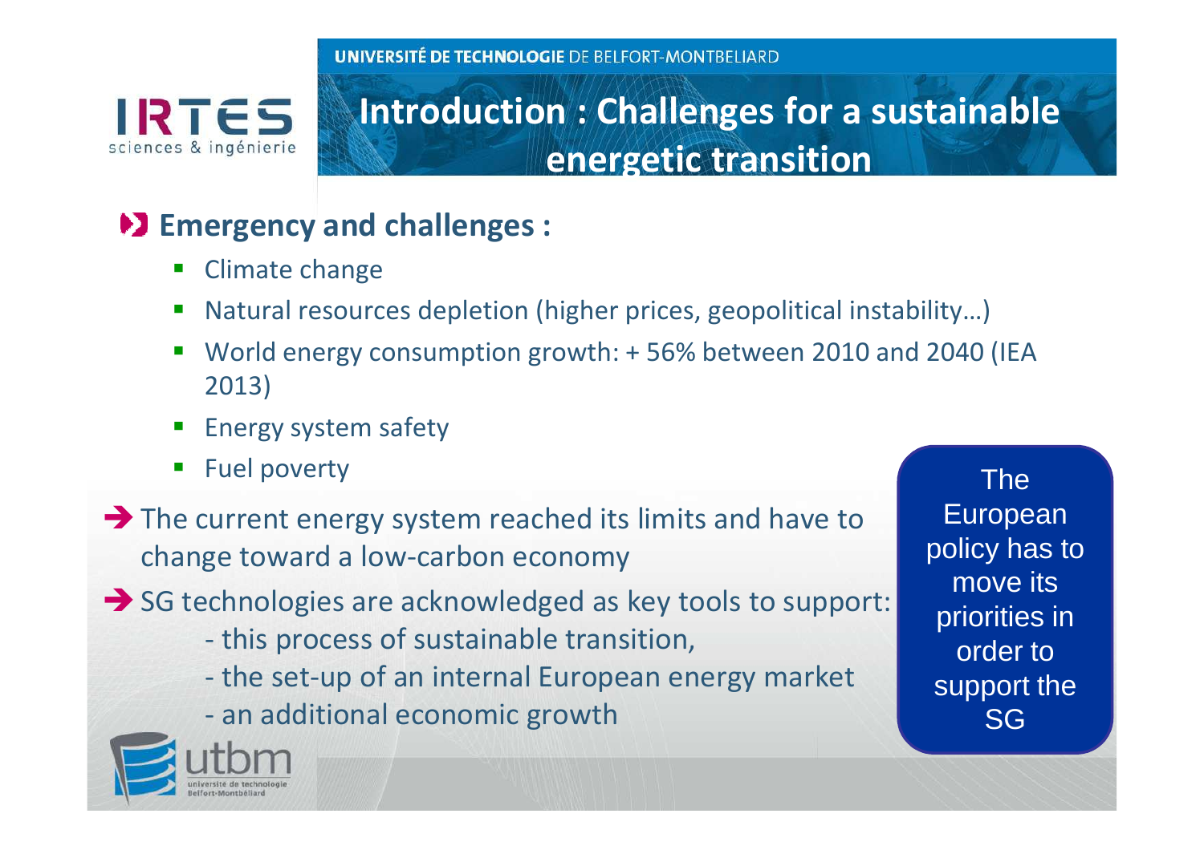# Introduction : Challenges for a sustainable energetic transition

## Emergency and challenges :

- Climate change
- Natural resources depletion (higher prices, geopolitical instability…)
- World energy consumption growth: + 56% between 2010 and 2040 (IEA 2013)
- Energy system safety
- Fuel poverty

→ The current energy system reached its limits and have to change toward a low-carbon economy

→ SG technologies are acknowledged as key tools to support:

- this process of sustainable transition,
- the set-up of an internal European energy market
- an additional economic growth

The European policy has to move its priorities in order to support the SG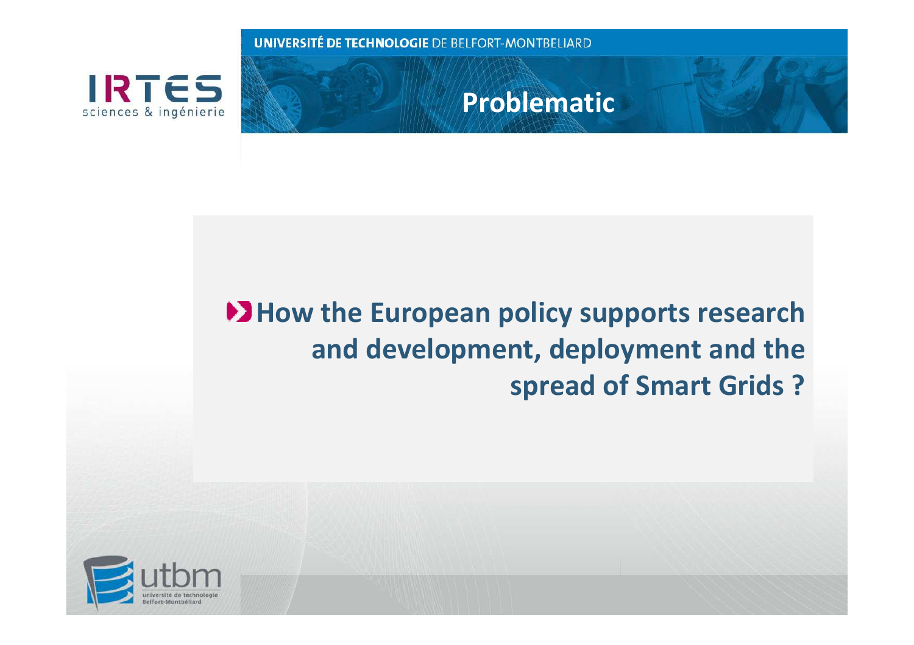# Problematic

- **How the European policy supports research and development, deployment and the spread of Smart Grids ?**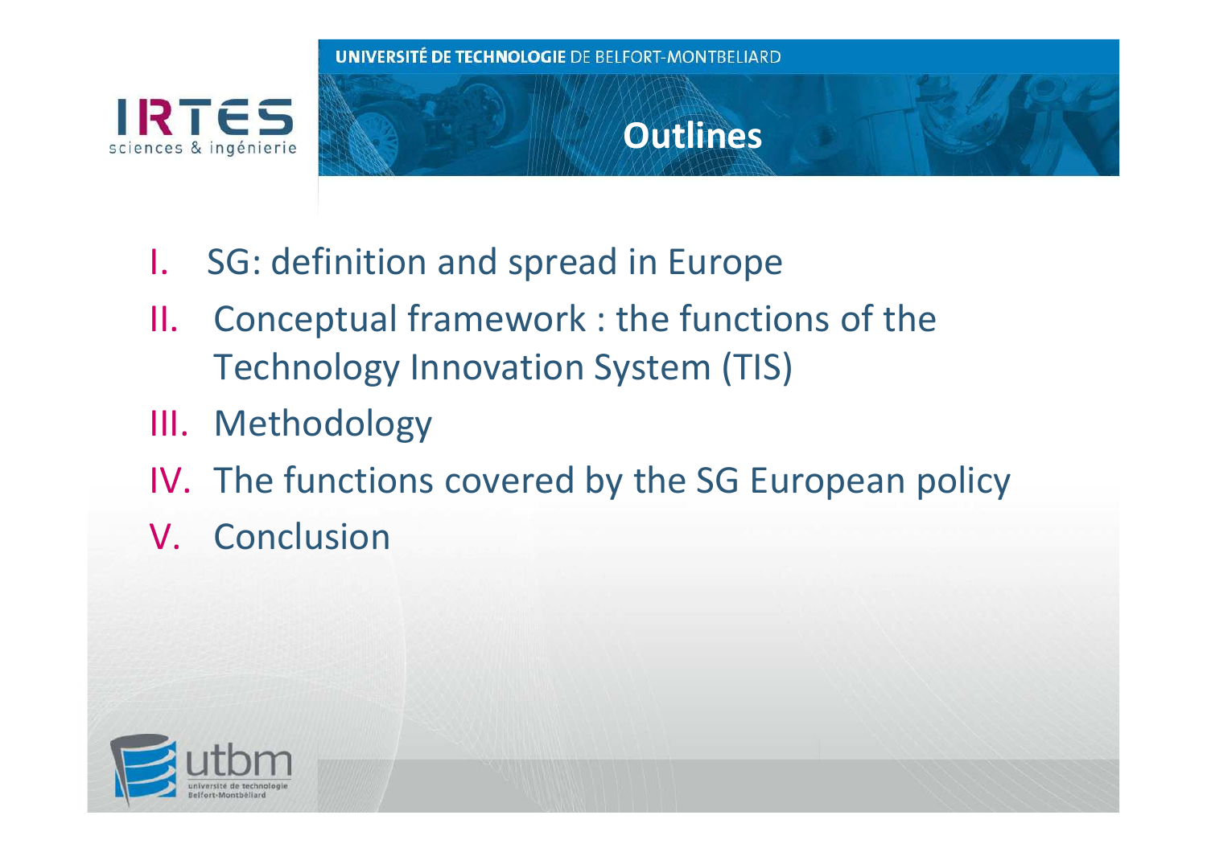# Outlines

I. SG: definition and spread in Europe
II. Conceptual framework : the functions of the Technology Innovation System (TIS)
III. Methodology
IV. The functions covered by the SG European policy
V. Conclusion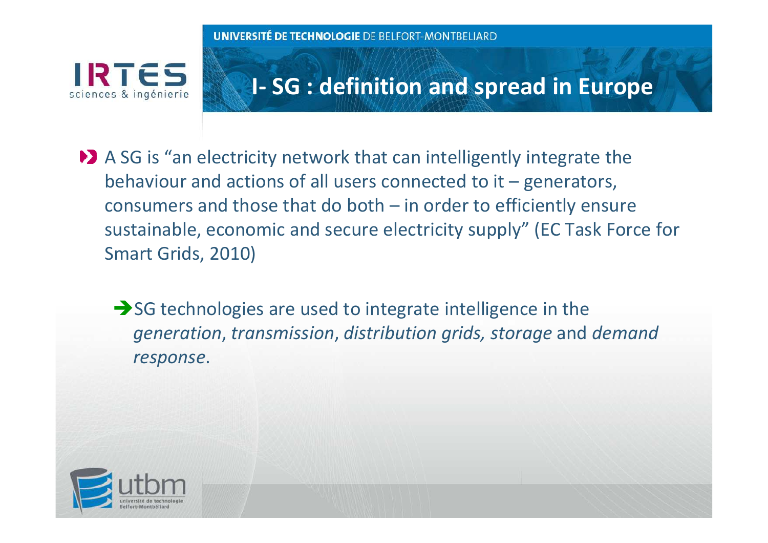# I- SG : definition and spread in Europe

- A SG is "an electricity network that can intelligently integrate the behaviour and actions of all users connected to it – generators, consumers and those that do both – in order to efficiently ensure sustainable, economic and secure electricity supply" (EC Task Force for Smart Grids, 2010)

  → SG technologies are used to integrate intelligence in the *generation*, *transmission*, *distribution grids, storage* and *demand response*.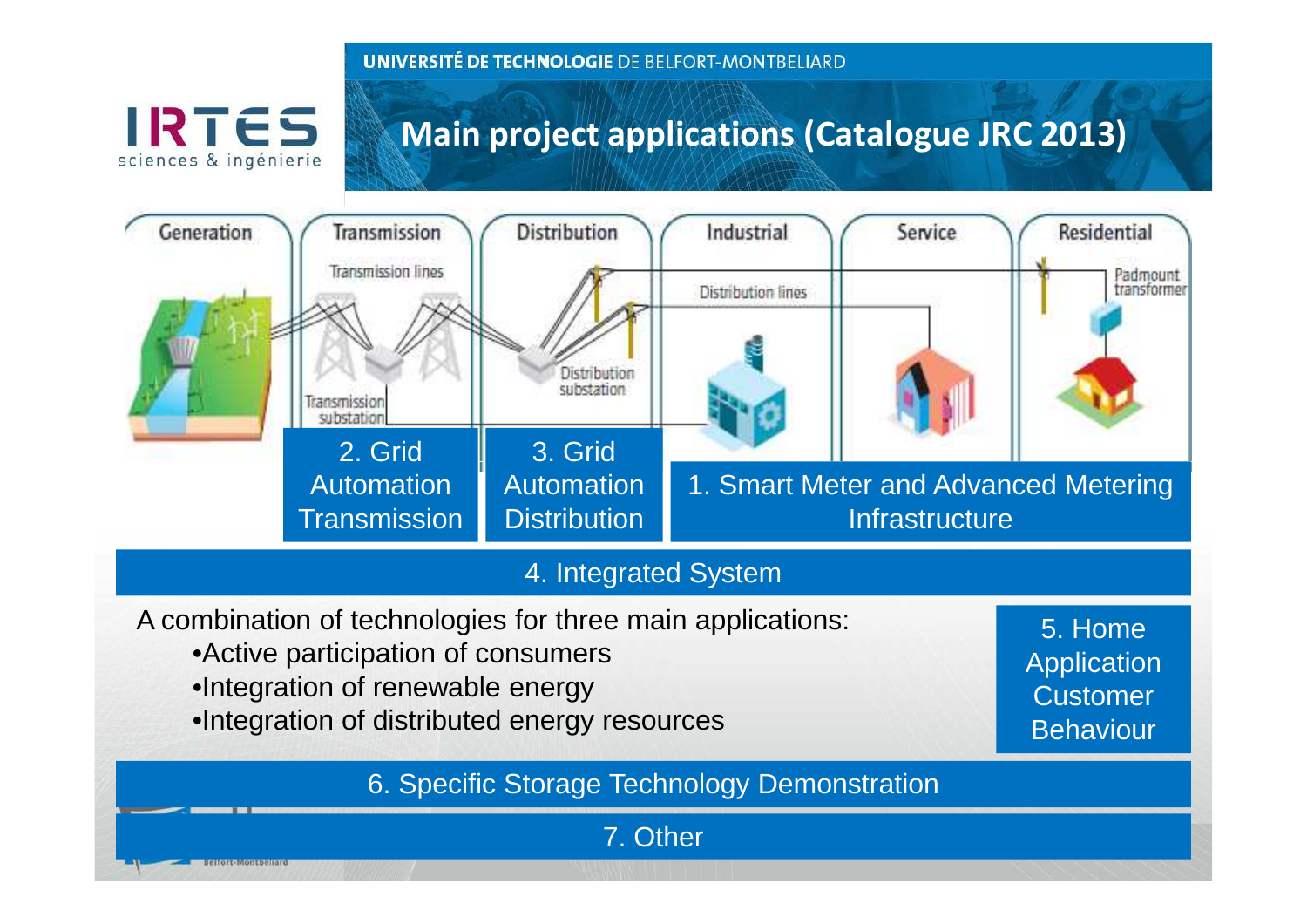# Main project applications (Catalogue JRC 2013)

Generation | Transmission | Distribution | Industrial | Service | Residential

Transmission lines · Transmission substation · Distribution substation · Distribution lines · Padmount transformer

2. Grid Automation Transmission

3. Grid Automation Distribution

1. Smart Meter and Advanced Metering Infrastructure

4. Integrated System

A combination of technologies for three main applications:

- Active participation of consumers
- Integration of renewable energy
- Integration of distributed energy resources

5. Home Application Customer Behaviour

6. Specific Storage Technology Demonstration

7. Other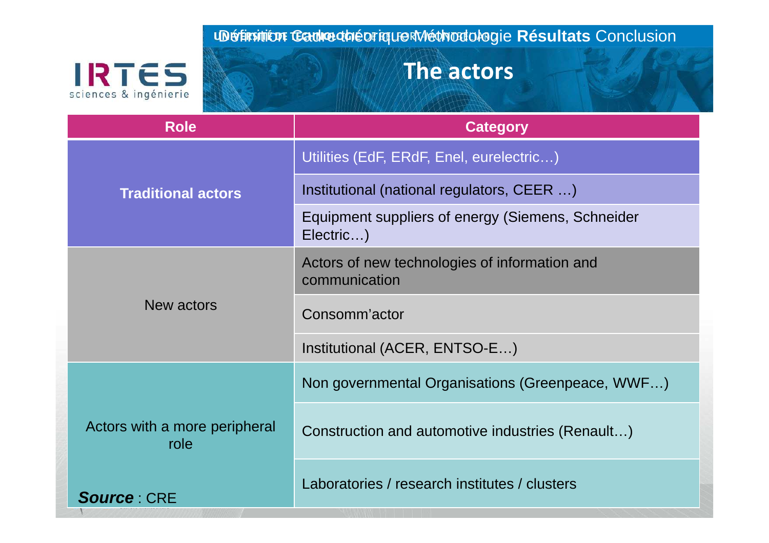# The actors

| Role | Category |
| --- | --- |
| **Traditional actors** | Utilities (EdF, ERdF, Enel, eurelectric…) |
| | Institutional (national regulators, CEER …) |
| | Equipment suppliers of energy (Siemens, Schneider Electric…) |
| New actors | Actors of new technologies of information and communication |
| | Consomm'actor |
| | Institutional (ACER, ENTSO-E…) |
| Actors with a more peripheral role | Non governmental Organisations (Greenpeace, WWF…) |
| | Construction and automotive industries (Renault…) |
| | Laboratories / research institutes / clusters |

***Source*** : CRE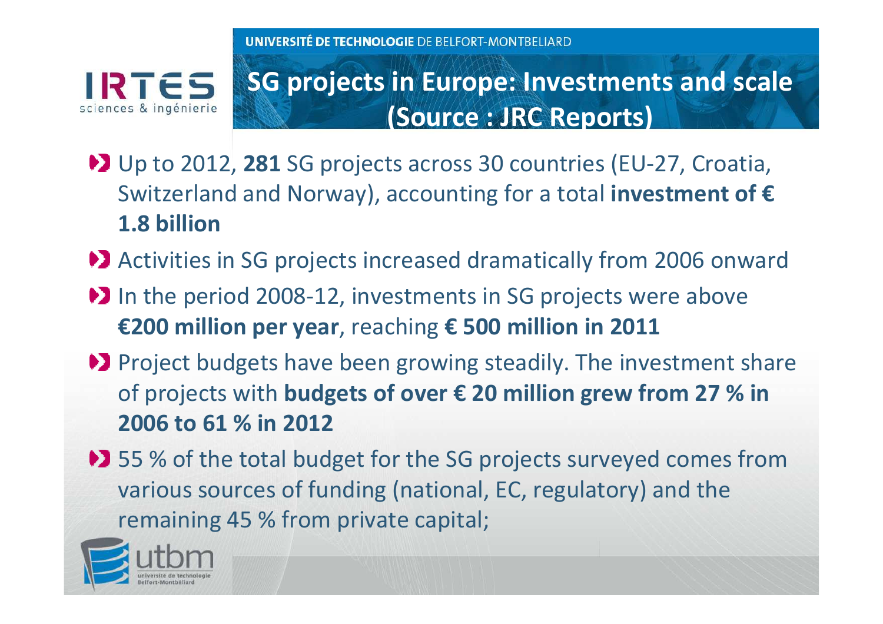# SG projects in Europe: Investments and scale (Source : JRC Reports)

- Up to 2012, **281** SG projects across 30 countries (EU-27, Croatia, Switzerland and Norway), accounting for a total **investment of € 1.8 billion**
- Activities in SG projects increased dramatically from 2006 onward
- In the period 2008-12, investments in SG projects were above **€200 million per year**, reaching **€ 500 million in 2011**
- Project budgets have been growing steadily. The investment share of projects with **budgets of over € 20 million grew from 27 % in 2006 to 61 % in 2012**
- 55 % of the total budget for the SG projects surveyed comes from various sources of funding (national, EC, regulatory) and the remaining 45 % from private capital;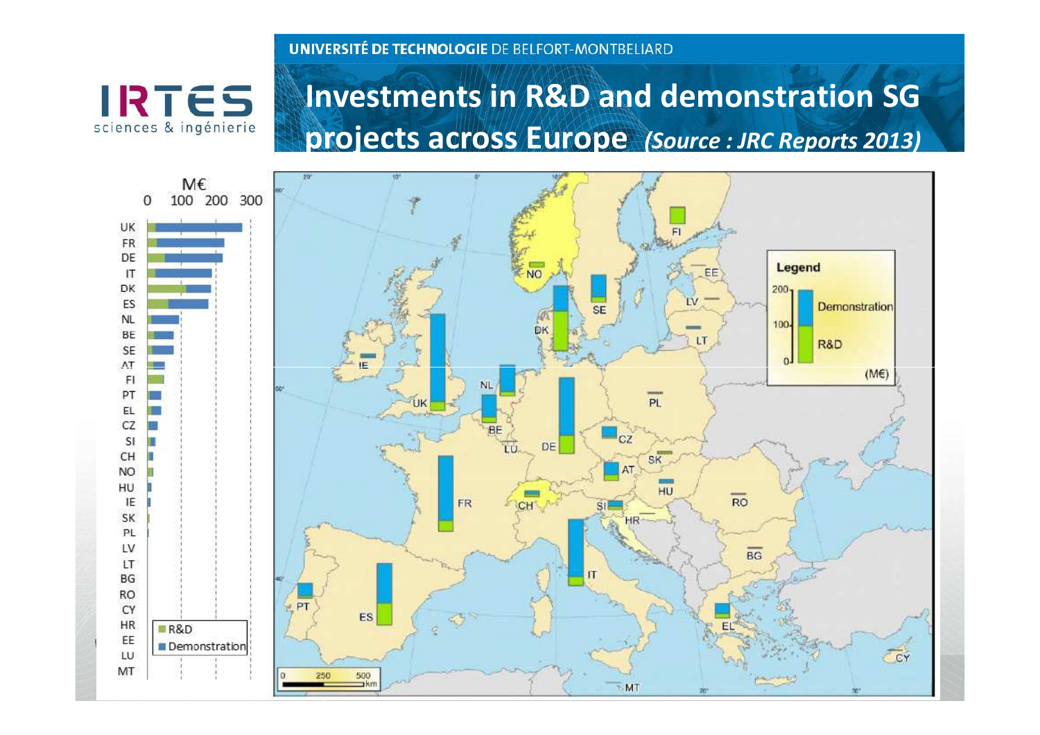# Investments in R&D and demonstration SG projects across Europe *(Source : JRC Reports 2013)*

M€

0 100 200 300

UK, FR, DE, IT, DK, ES, NL, BE, SE, AT, FI, PT, EL, CZ, SI, CH, NO, HU, IE, SK, PL, LV, LT, BG, RO, CY, HR, EE, LU, MT

R&D
Demonstration

Legend

200 / 100 / 0

Demonstration

R&D

(M€)

FI, NO, EE, SE, LV, DK, LT, IE, NL, UK, PL, BE, LU, DE, CZ, SK, AT, HU, FR, CH, SI, RO, HR, BG, IT, PT, ES, EL, CY, MT

0 250 500 km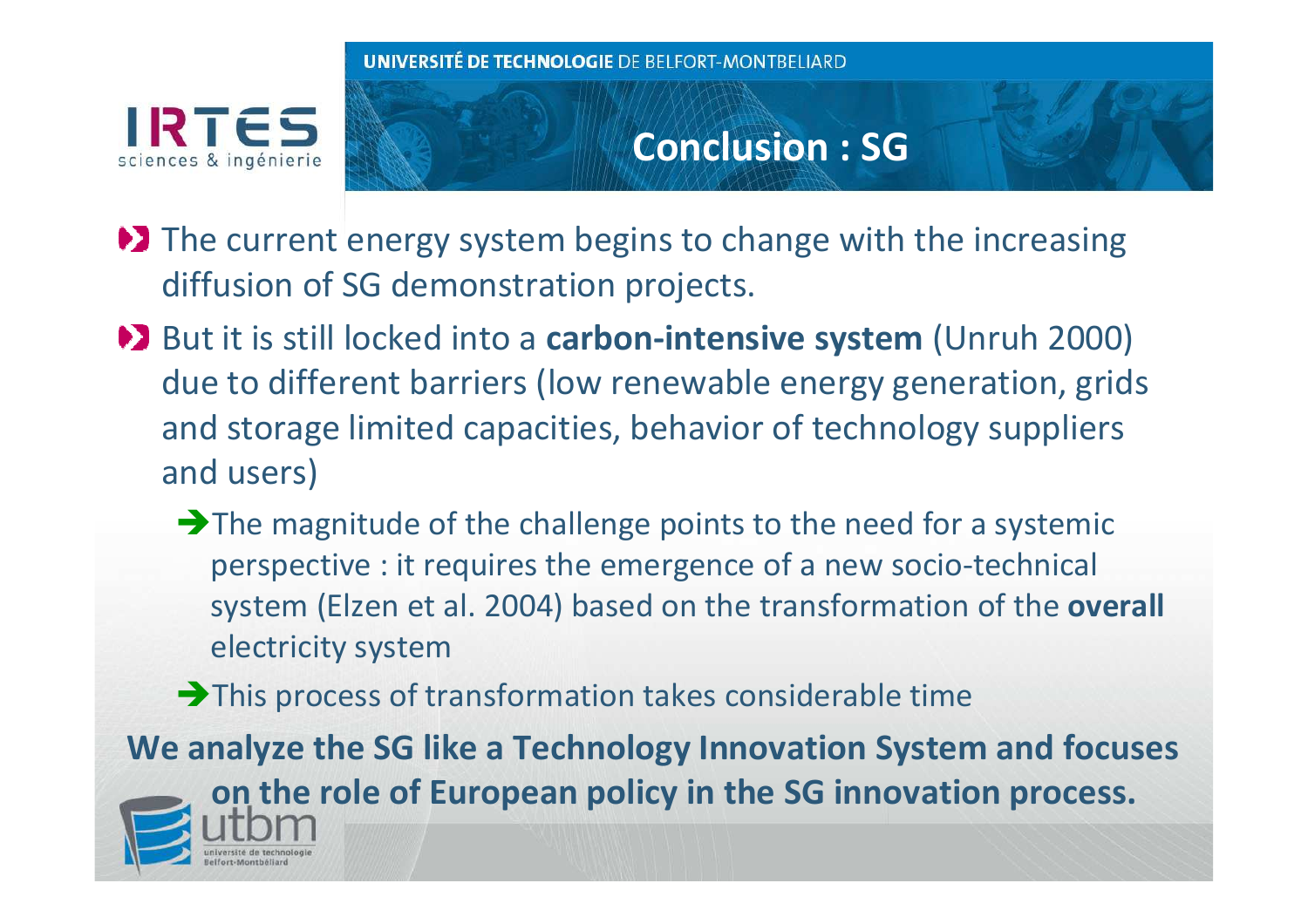# Conclusion : SG

- The current energy system begins to change with the increasing diffusion of SG demonstration projects.
- But it is still locked into a **carbon-intensive system** (Unruh 2000) due to different barriers (low renewable energy generation, grids and storage limited capacities, behavior of technology suppliers and users)
  - ➔ The magnitude of the challenge points to the need for a systemic perspective : it requires the emergence of a new socio-technical system (Elzen et al. 2004) based on the transformation of the **overall** electricity system
  - ➔ This process of transformation takes considerable time

**We analyze the SG like a Technology Innovation System and focuses on the role of European policy in the SG innovation process.**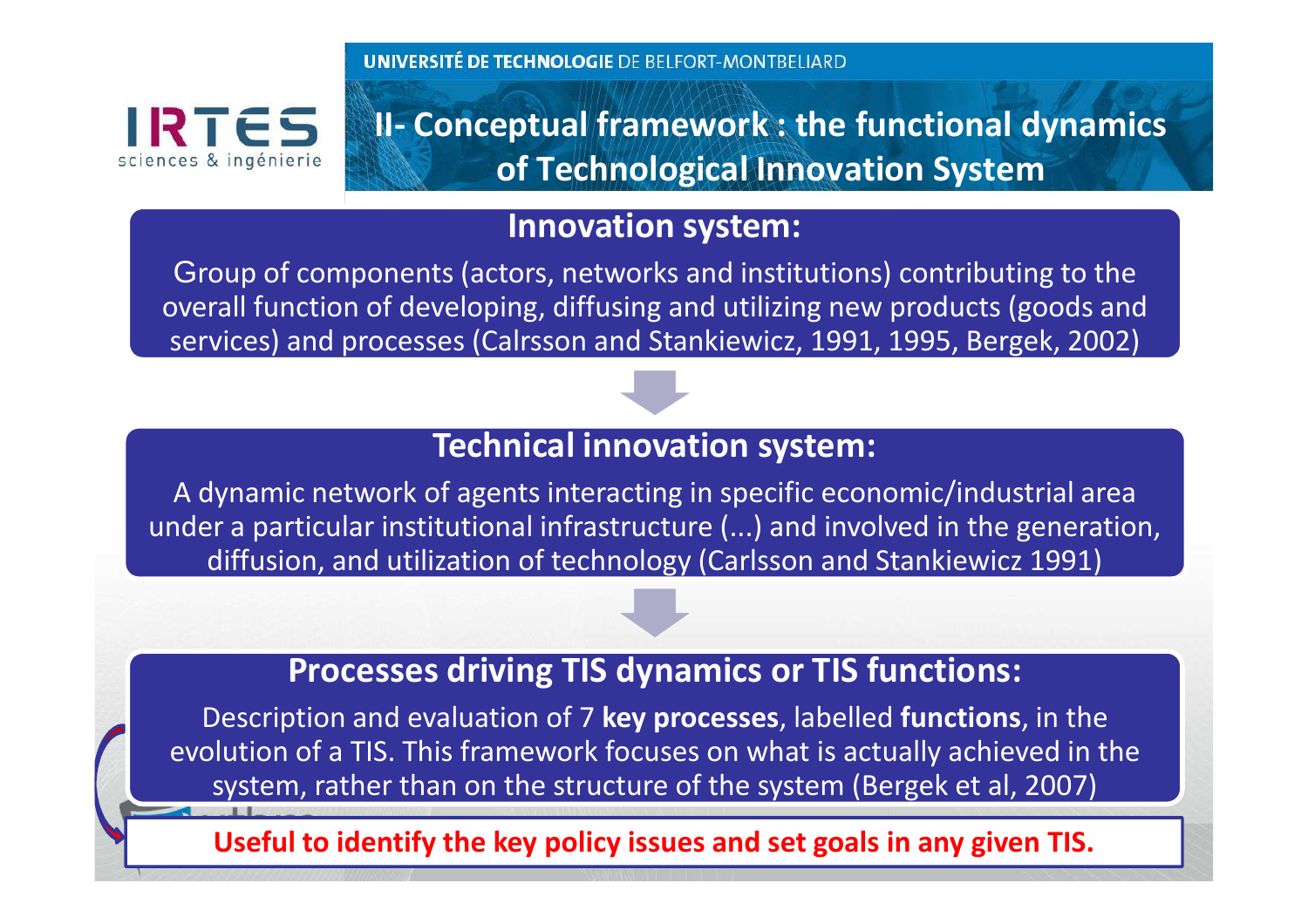# II- Conceptual framework : the functional dynamics of Technological Innovation System

## Innovation system:

Group of components (actors, networks and institutions) contributing to the overall function of developing, diffusing and utilizing new products (goods and services) and processes (Calrsson and Stankiewicz, 1991, 1995, Bergek, 2002)

## Technical innovation system:

A dynamic network of agents interacting in specific economic/industrial area under a particular institutional infrastructure (...) and involved in the generation, diffusion, and utilization of technology (Carlsson and Stankiewicz 1991)

## Processes driving TIS dynamics or TIS functions:

Description and evaluation of 7 **key processes**, labelled **functions**, in the evolution of a TIS. This framework focuses on what is actually achieved in the system, rather than on the structure of the system (Bergek et al, 2007)

**Useful to identify the key policy issues and set goals in any given TIS.**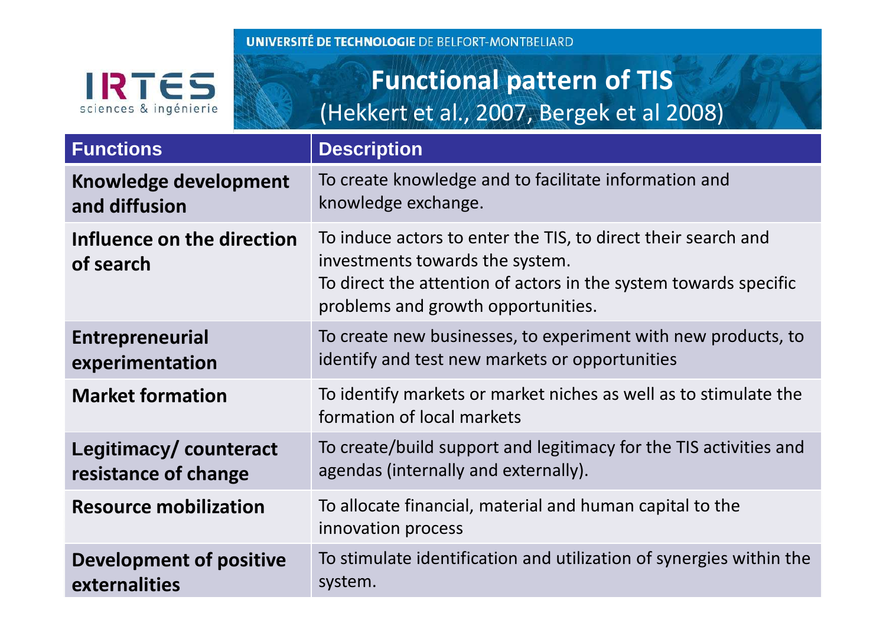## Functional pattern of TIS
(Hekkert et al., 2007, Bergek et al 2008)

| Functions | Description |
|---|---|
| **Knowledge development and diffusion** | To create knowledge and to facilitate information and knowledge exchange. |
| **Influence on the direction of search** | To induce actors to enter the TIS, to direct their search and investments towards the system. To direct the attention of actors in the system towards specific problems and growth opportunities. |
| **Entrepreneurial experimentation** | To create new businesses, to experiment with new products, to identify and test new markets or opportunities |
| **Market formation** | To identify markets or market niches as well as to stimulate the formation of local markets |
| **Legitimacy/ counteract resistance of change** | To create/build support and legitimacy for the TIS activities and agendas (internally and externally). |
| **Resource mobilization** | To allocate financial, material and human capital to the innovation process |
| **Development of positive externalities** | To stimulate identification and utilization of synergies within the system. |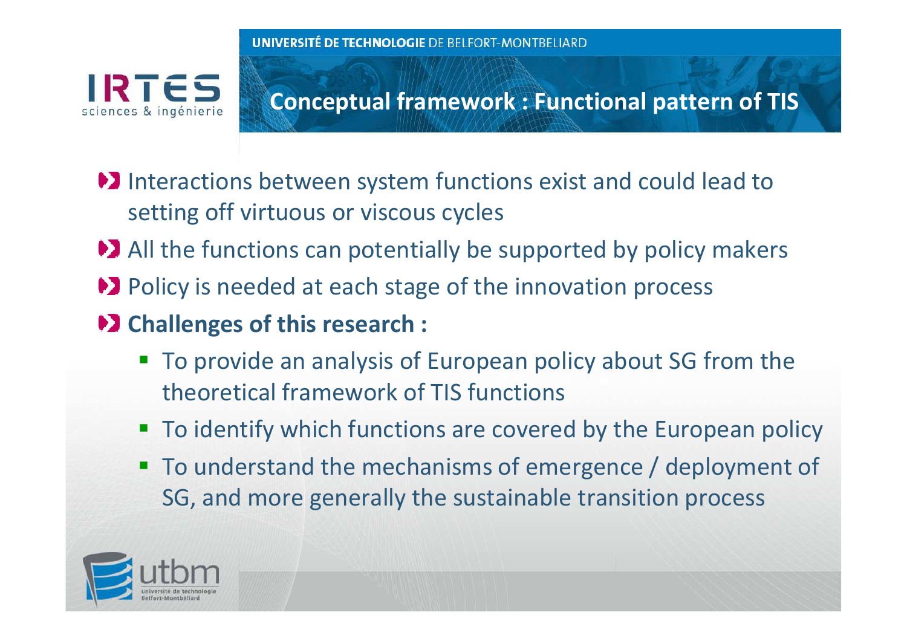# Conceptual framework : Functional pattern of TIS

- Interactions between system functions exist and could lead to setting off virtuous or viscous cycles
- All the functions can potentially be supported by policy makers
- Policy is needed at each stage of the innovation process
- **Challenges of this research :**
  - To provide an analysis of European policy about SG from the theoretical framework of TIS functions
  - To identify which functions are covered by the European policy
  - To understand the mechanisms of emergence / deployment of SG, and more generally the sustainable transition process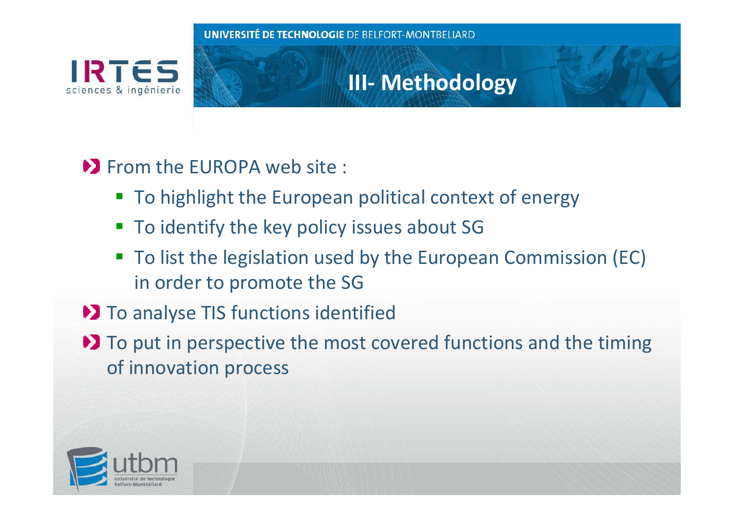# III- Methodology

- From the EUROPA web site :
  - To highlight the European political context of energy
  - To identify the key policy issues about SG
  - To list the legislation used by the European Commission (EC) in order to promote the SG
- To analyse TIS functions identified
- To put in perspective the most covered functions and the timing of innovation process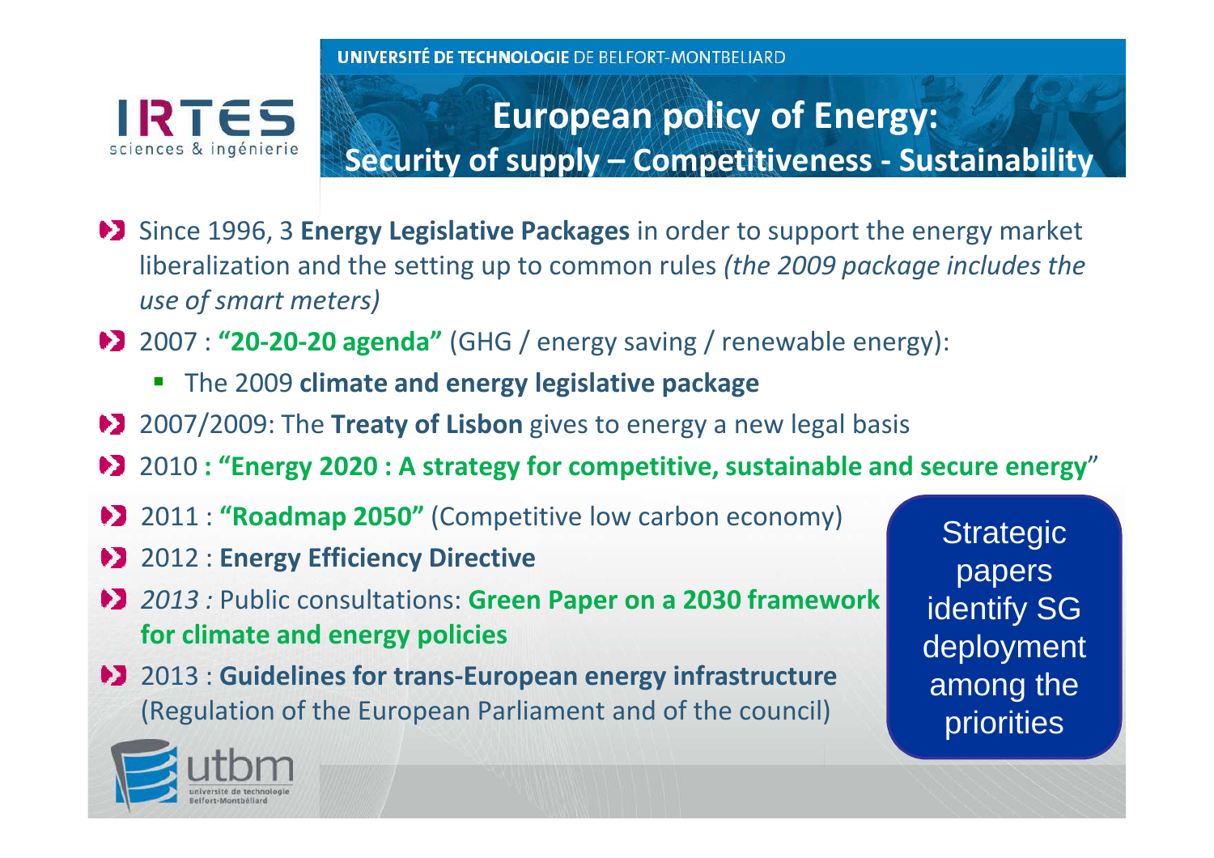## European policy of Energy: Security of supply – Competitiveness - Sustainability

- Since 1996, 3 **Energy Legislative Packages** in order to support the energy market liberalization and the setting up to common rules *(the 2009 package includes the use of smart meters)*
- 2007 : **"20-20-20 agenda"** (GHG / energy saving / renewable energy):
  - The 2009 **climate and energy legislative package**
- 2007/2009: The **Treaty of Lisbon** gives to energy a new legal basis
- 2010 **: "Energy 2020 : A strategy for competitive, sustainable and secure energy**"
- 2011 : **"Roadmap 2050"** (Competitive low carbon economy)
- 2012 : **Energy Efficiency Directive**
- *2013 :* Public consultations: **Green Paper on a 2030 framework for climate and energy policies**
- 2013 : **Guidelines for trans-European energy infrastructure** (Regulation of the European Parliament and of the council)

Strategic papers identify SG deployment among the priorities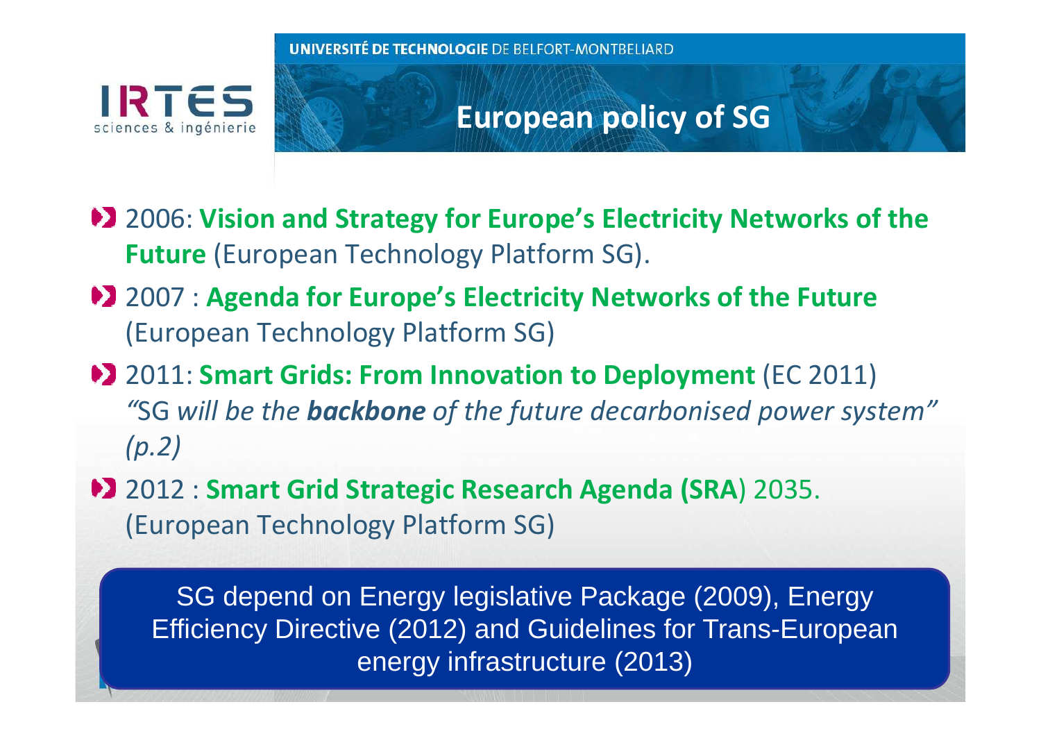# European policy of SG

- 2006: **Vision and Strategy for Europe's Electricity Networks of the Future** (European Technology Platform SG).
- 2007 : **Agenda for Europe's Electricity Networks of the Future** (European Technology Platform SG)
- 2011: **Smart Grids: From Innovation to Deployment** (EC 2011) *"SG will be the **backbone** of the future decarbonised power system" (p.2)*
- 2012 : **Smart Grid Strategic Research Agenda (SRA**) 2035. (European Technology Platform SG)

SG depend on Energy legislative Package (2009), Energy Efficiency Directive (2012) and Guidelines for Trans-European energy infrastructure (2013)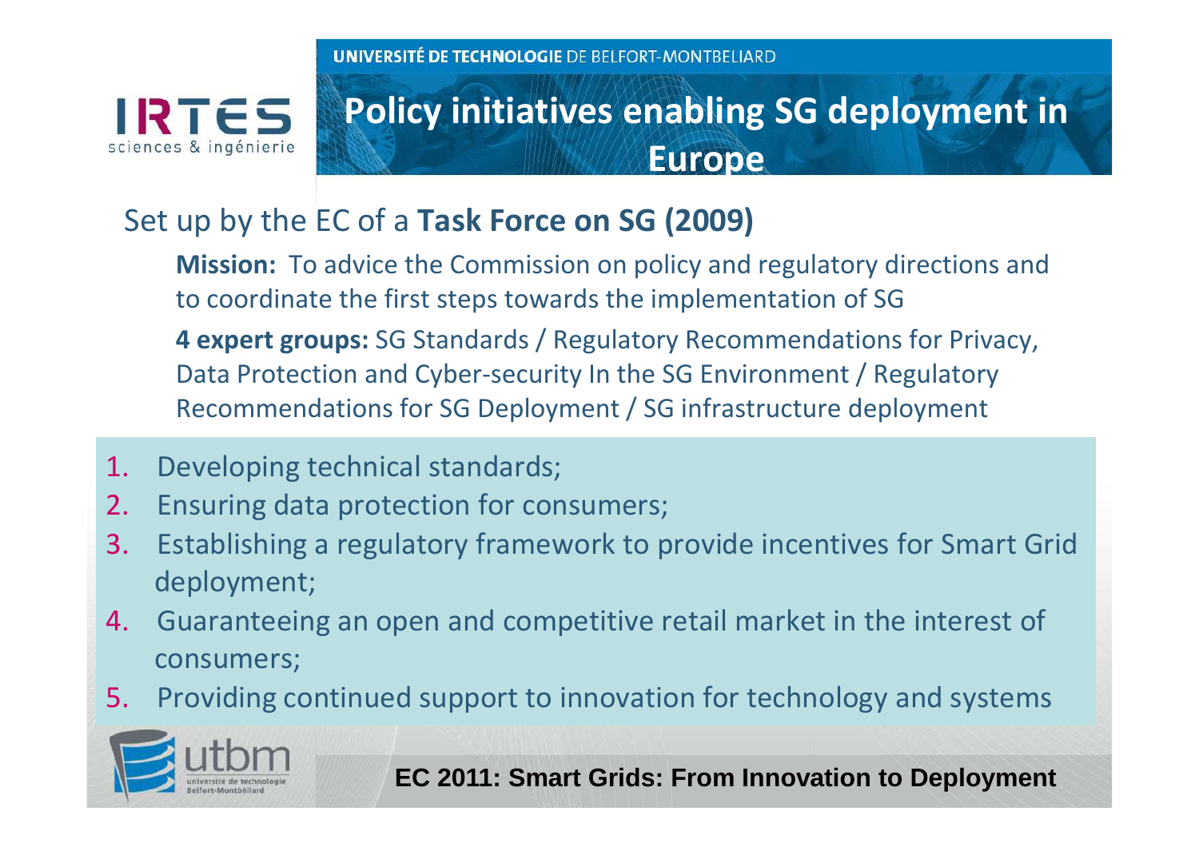# Policy initiatives enabling SG deployment in Europe

Set up by the EC of a **Task Force on SG (2009)**

**Mission:** To advice the Commission on policy and regulatory directions and to coordinate the first steps towards the implementation of SG

**4 expert groups:** SG Standards / Regulatory Recommendations for Privacy, Data Protection and Cyber-security In the SG Environment / Regulatory Recommendations for SG Deployment / SG infrastructure deployment

1. Developing technical standards;
2. Ensuring data protection for consumers;
3. Establishing a regulatory framework to provide incentives for Smart Grid deployment;
4. Guaranteeing an open and competitive retail market in the interest of consumers;
5. Providing continued support to innovation for technology and systems

**EC 2011: Smart Grids: From Innovation to Deployment**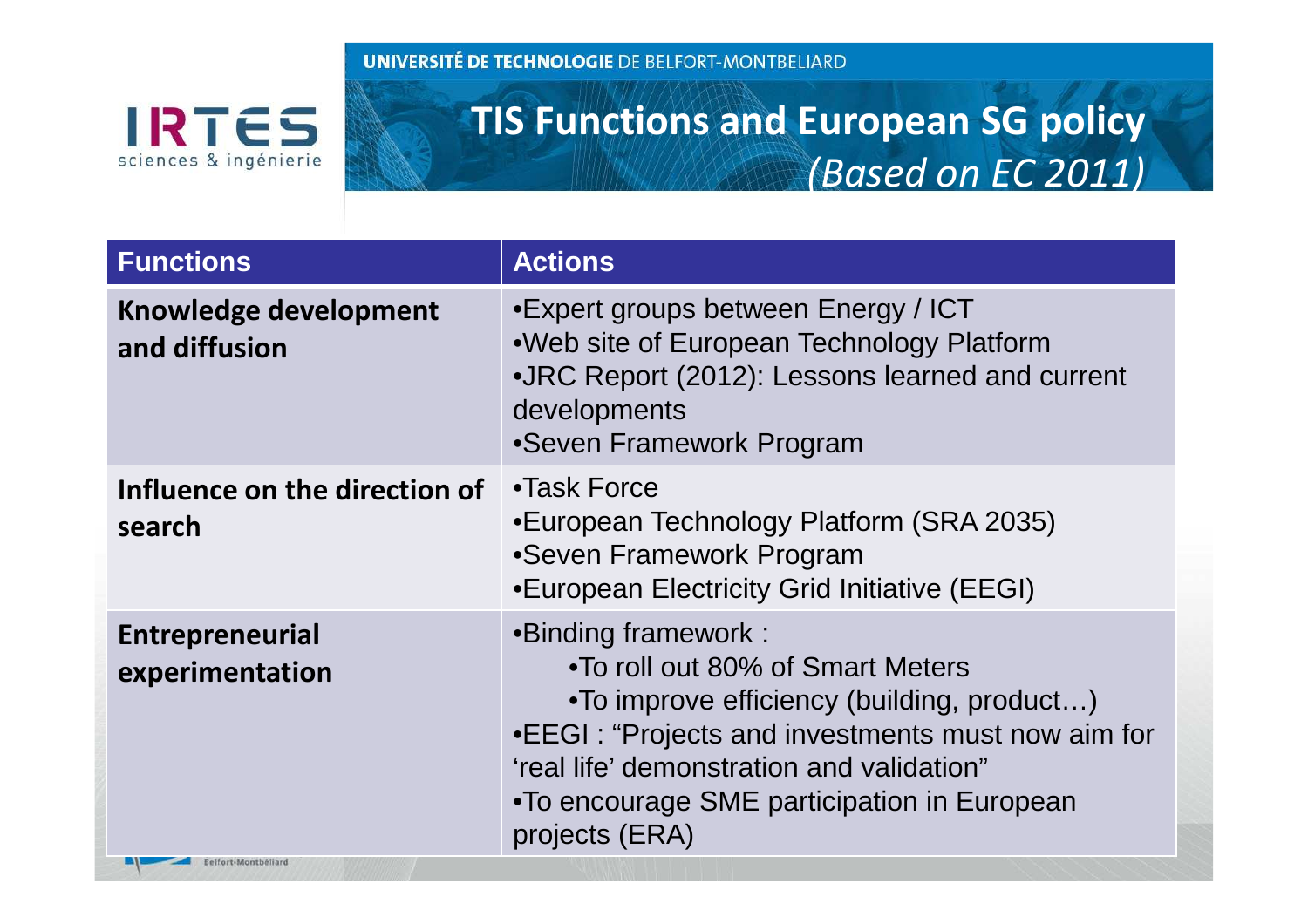# TIS Functions and European SG policy *(Based on EC 2011)*

| Functions | Actions |
|---|---|
| **Knowledge development and diffusion** | •Expert groups between Energy / ICT<br>•Web site of European Technology Platform<br>•JRC Report (2012): Lessons learned and current developments<br>•Seven Framework Program |
| **Influence on the direction of search** | •Task Force<br>•European Technology Platform (SRA 2035)<br>•Seven Framework Program<br>•European Electricity Grid Initiative (EEGI) |
| **Entrepreneurial experimentation** | •Binding framework :<br>•To roll out 80% of Smart Meters<br>•To improve efficiency (building, product…)<br>•EEGI : "Projects and investments must now aim for 'real life' demonstration and validation"<br>•To encourage SME participation in European projects (ERA) |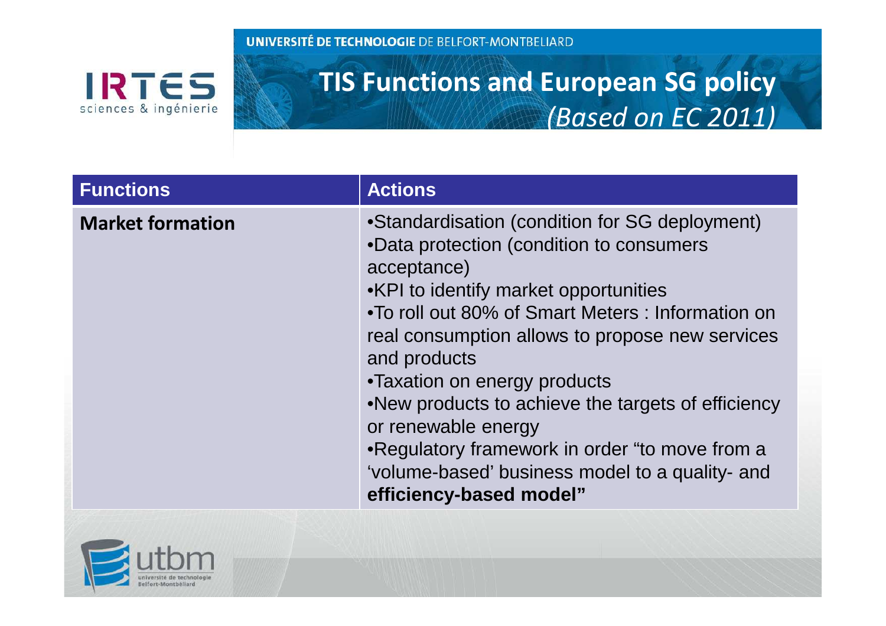# TIS Functions and European SG policy *(Based on EC 2011)*

| Functions | Actions |
|---|---|
| **Market formation** | •Standardisation (condition for SG deployment)<br>•Data protection (condition to consumers acceptance)<br>•KPI to identify market opportunities<br>•To roll out 80% of Smart Meters : Information on real consumption allows to propose new services and products<br>•Taxation on energy products<br>•New products to achieve the targets of efficiency or renewable energy<br>•Regulatory framework in order "to move from a 'volume-based' business model to a quality- and **efficiency-based model"** |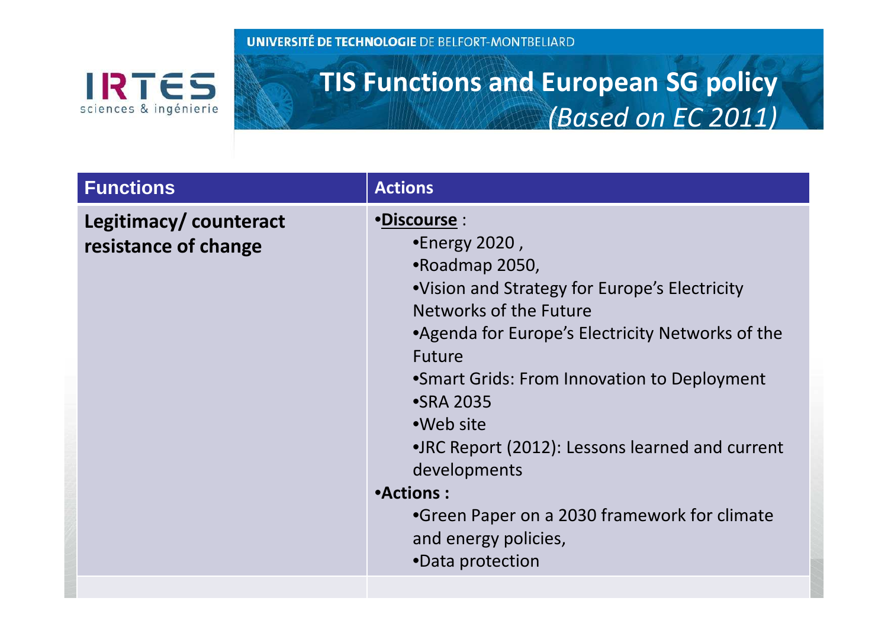# TIS Functions and European SG policy *(Based on EC 2011)*

| Functions | Actions |
|---|---|
| **Legitimacy/ counteract resistance of change** | •**Discourse** :<br>•Energy 2020 ,<br>•Roadmap 2050,<br>•Vision and Strategy for Europe's Electricity Networks of the Future<br>•Agenda for Europe's Electricity Networks of the Future<br>•Smart Grids: From Innovation to Deployment<br>•SRA 2035<br>•Web site<br>•JRC Report (2012): Lessons learned and current developments<br>•**Actions :**<br>•Green Paper on a 2030 framework for climate and energy policies,<br>•Data protection |
| | |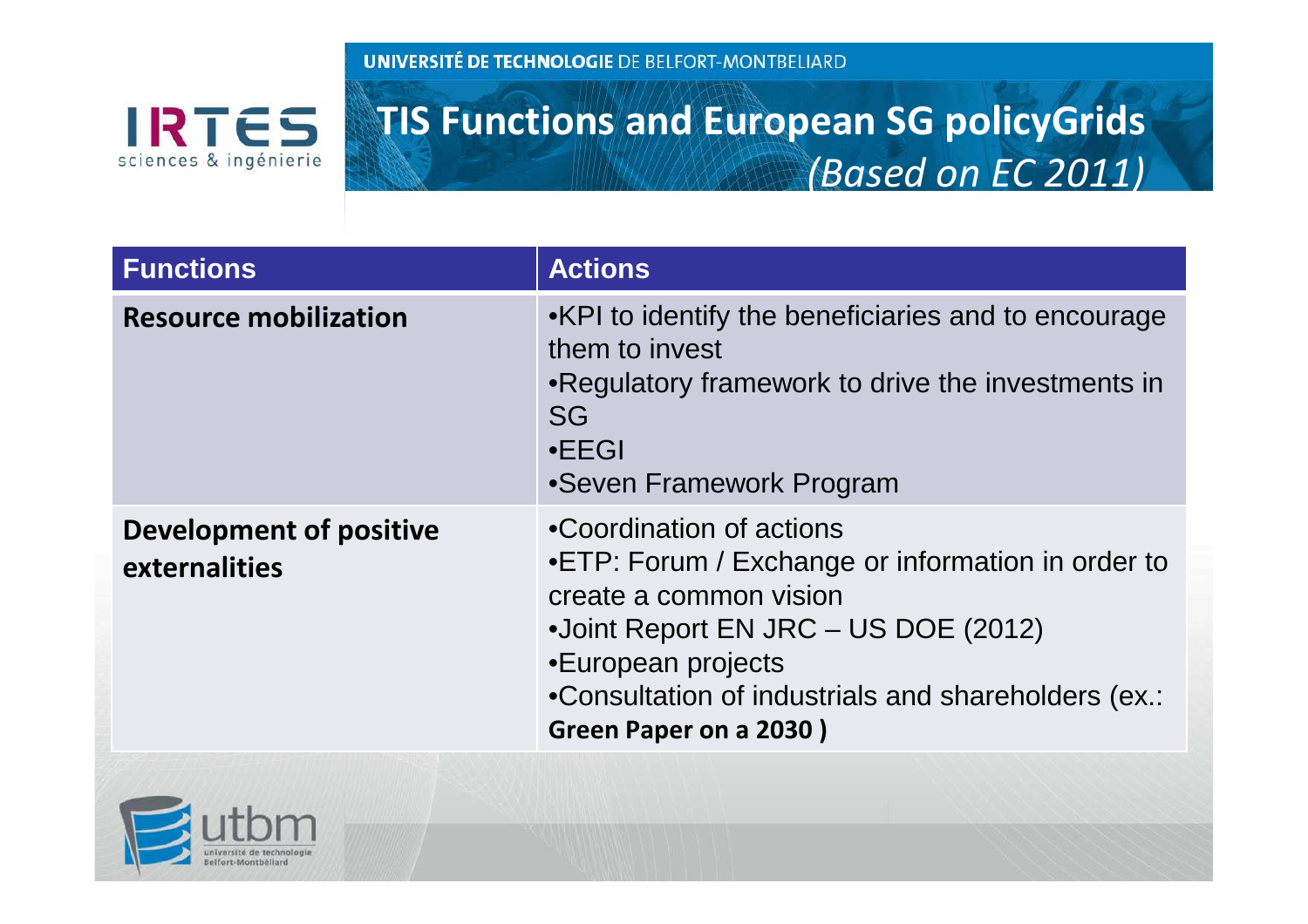# TIS Functions and European SG policyGrids *(Based on EC 2011)*

| Functions | Actions |
| --- | --- |
| **Resource mobilization** | •KPI to identify the beneficiaries and to encourage them to invest<br>•Regulatory framework to drive the investments in SG<br>•EEGI<br>•Seven Framework Program |
| **Development of positive externalities** | •Coordination of actions<br>•ETP: Forum / Exchange or information in order to create a common vision<br>•Joint Report EN JRC – US DOE (2012)<br>•European projects<br>•Consultation of industrials and shareholders (ex.: **Green Paper on a 2030 )** |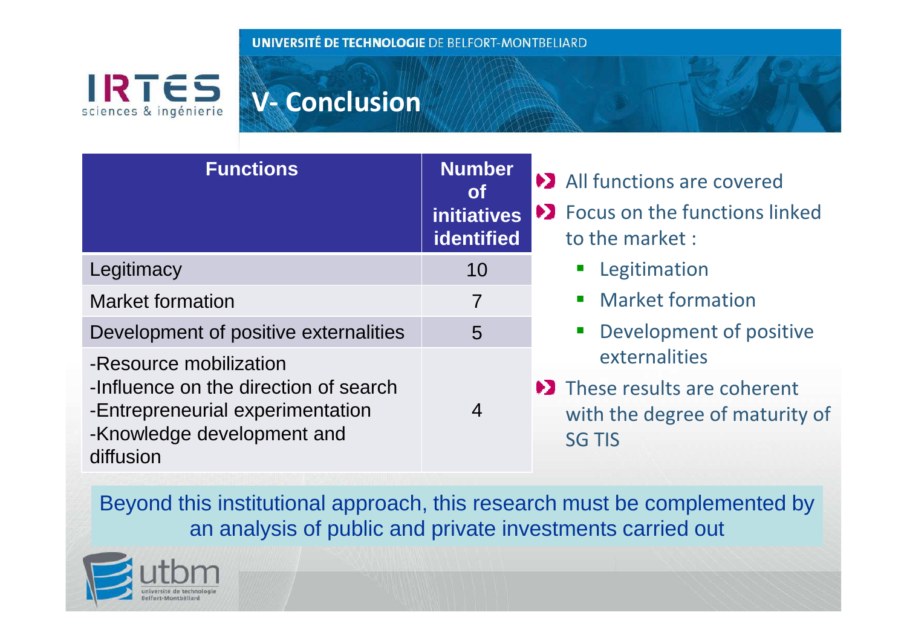# V- Conclusion

| Functions | Number of initiatives identified |
|---|---|
| Legitimacy | 10 |
| Market formation | 7 |
| Development of positive externalities | 5 |
| -Resource mobilization<br>-Influence on the direction of search<br>-Entrepreneurial experimentation<br>-Knowledge development and diffusion | 4 |

- All functions are covered
- Focus on the functions linked to the market :
  - Legitimation
  - Market formation
  - Development of positive externalities
- These results are coherent with the degree of maturity of SG TIS

Beyond this institutional approach, this research must be complemented by an analysis of public and private investments carried out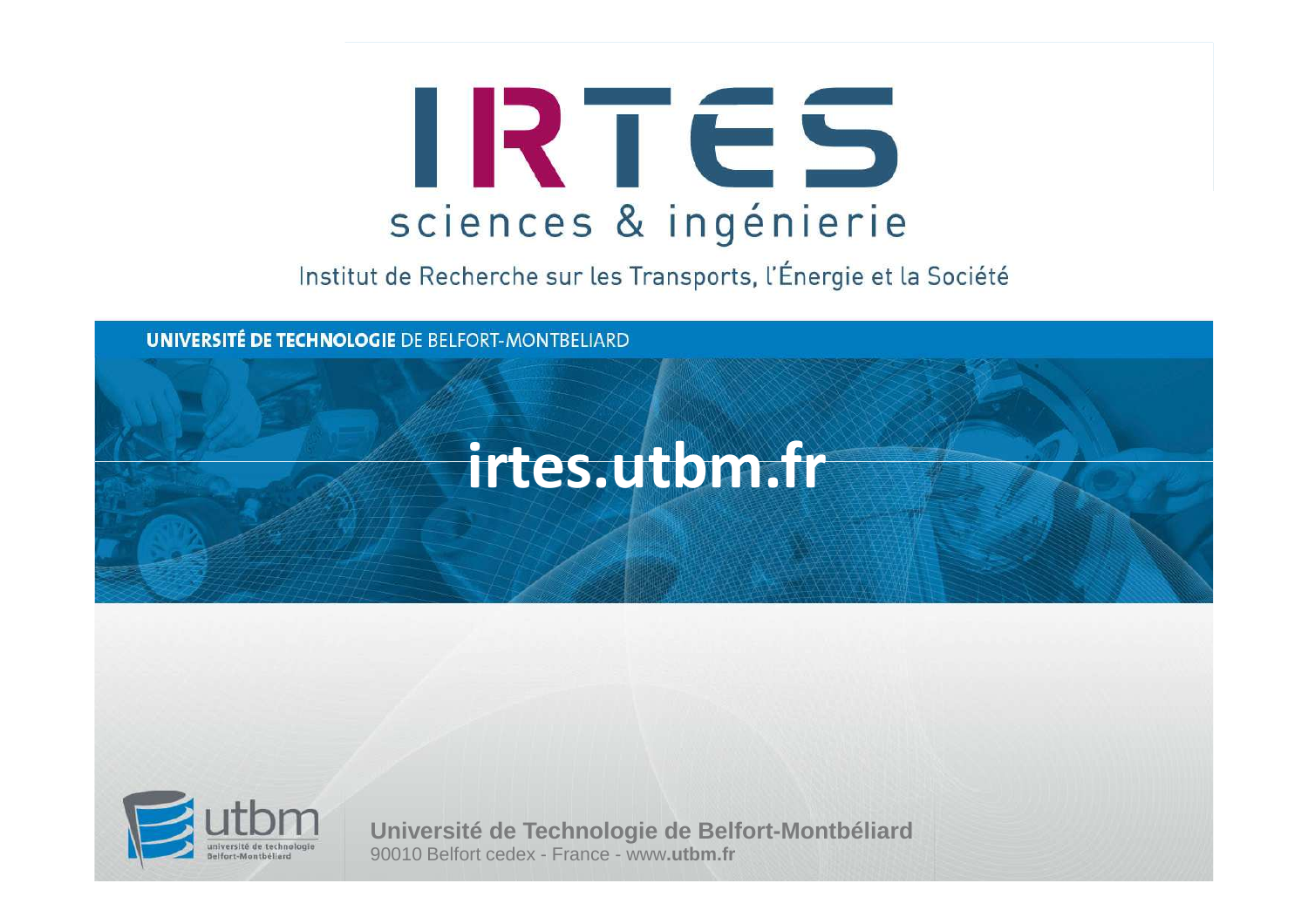# IRTES

sciences & ingénierie

Institut de Recherche sur les Transports, l'Énergie et la Société

**UNIVERSITÉ DE TECHNOLOGIE** DE BELFORT-MONTBELIARD

## irtes.utbm.fr

utbm

université de technologie Belfort-Montbéliard

**Université de Technologie de Belfort-Montbéliard**

90010 Belfort cedex - France - www.**utbm.fr**